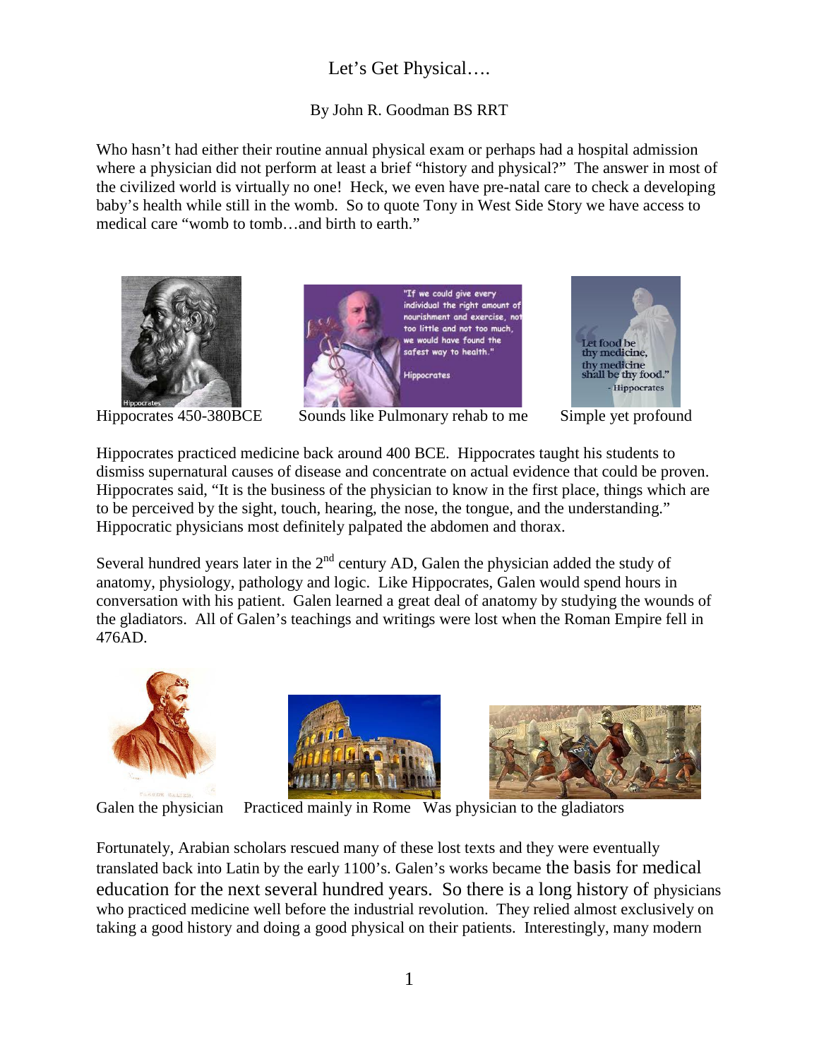# Let's Get Physical….

By John R. Goodman BS RRT

Who hasn't had either their routine annual physical exam or perhaps had a hospital admission where a physician did not perform at least a brief "history and physical?" The answer in most of the civilized world is virtually no one! Heck, we even have pre-natal care to check a developing baby's health while still in the womb. So to quote Tony in West Side Story we have access to medical care "womb to tomb…and birth to earth."

Hippocrates 450-380BCE Sounds like Pulmonary rehab to me Simple yet profound

Hippocrates practiced medicine back around 400 BCE. Hippocrates taught his students to dismiss supernatural causes of disease and concentrate on actual evidence that could be proven. Hippocrates said, "It is the business of the physician to know in the first place, things which are to be perceived by the sight, touch, hearing, the nose, the tongue, and the understanding." Hippocratic physicians most definitely palpated the abdomen and thorax.

Several hundred years later in the 2nd century AD, Galen the physician added the study of anatomy, physiology, pathology and logic. Like Hippocrates, Galen would spend hours in conversation with his patient. Galen learned a great deal of anatomy by studying the wounds of the gladiators. All of Galen's teachings and writings were lost when the Roman Empire fell in 476AD.

Galen the physician Practiced mainly in Rome Was physician to the gladiators

Fortunately, Arabian scholars rescued many of these lost texts and they were eventually translated back into Latin by the early 1100's. Galen's works became the basis for medical education for the next several hundred years. So there is a long history of physicians who practiced medicine well before the industrial revolution. They relied almost exclusively on taking a good history and doing a good physical on their patients. Interestingly, many modern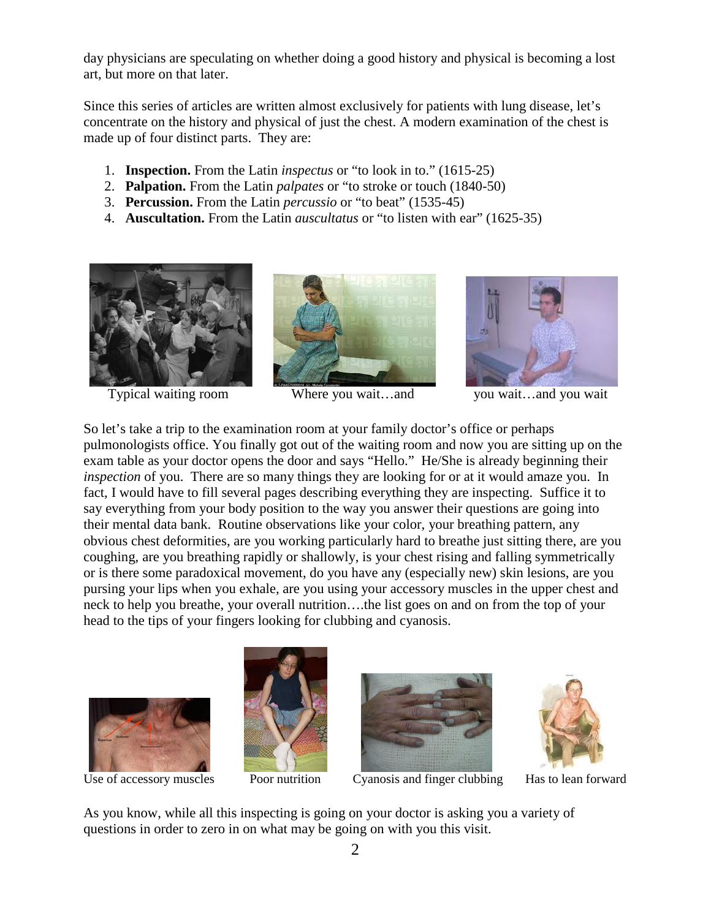day physicians are speculating on whether doing a good history and physical is becoming a lost art, but more on that later.

Since this series of articles are written almost exclusively for patients with lung disease, let's concentrate on the history and physical of just the chest. A modern examination of the chest is made up of four distinct parts. They are:

1. **Inspection.** From the Latin *inspectus* or "to look in to." (1615-25)
2. **Palpation.** From the Latin *palpates* or "to stroke or touch (1840-50)
3. **Percussion.** From the Latin *percussio* or "to beat" (1535-45)
4. **Auscultation.** From the Latin *auscultatus* or "to listen with ear" (1625-35)

Typical waiting room

Where you wait…and

you wait…and you wait

So let's take a trip to the examination room at your family doctor's office or perhaps pulmonologists office. You finally got out of the waiting room and now you are sitting up on the exam table as your doctor opens the door and says "Hello." He/She is already beginning their *inspection* of you. There are so many things they are looking for or at it would amaze you. In fact, I would have to fill several pages describing everything they are inspecting. Suffice it to say everything from your body position to the way you answer their questions are going into their mental data bank. Routine observations like your color, your breathing pattern, any obvious chest deformities, are you working particularly hard to breathe just sitting there, are you coughing, are you breathing rapidly or shallowly, is your chest rising and falling symmetrically or is there some paradoxical movement, do you have any (especially new) skin lesions, are you pursing your lips when you exhale, are you using your accessory muscles in the upper chest and neck to help you breathe, your overall nutrition….the list goes on and on from the top of your head to the tips of your fingers looking for clubbing and cyanosis.

Use of accessory muscles

Poor nutrition

Cyanosis and finger clubbing

Has to lean forward

As you know, while all this inspecting is going on your doctor is asking you a variety of questions in order to zero in on what may be going on with you this visit.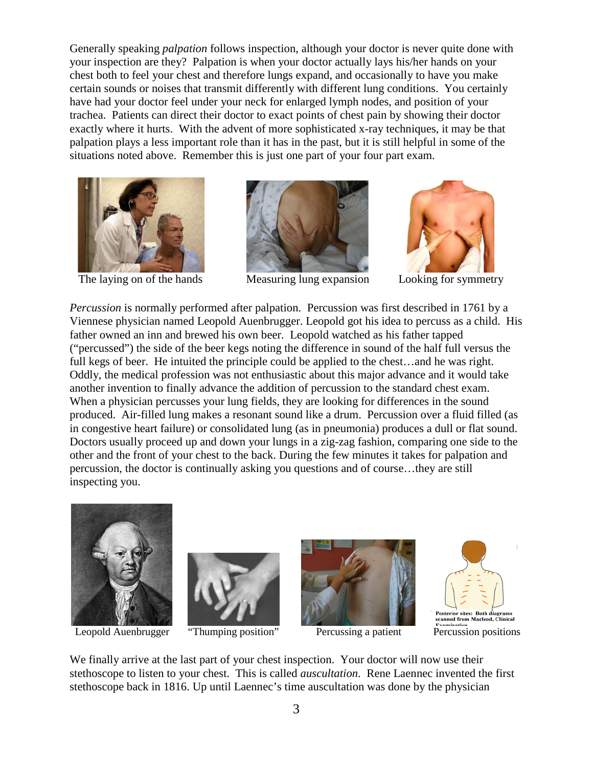Generally speaking *palpation* follows inspection, although your doctor is never quite done with your inspection are they? Palpation is when your doctor actually lays his/her hands on your chest both to feel your chest and therefore lungs expand, and occasionally to have you make certain sounds or noises that transmit differently with different lung conditions. You certainly have had your doctor feel under your neck for enlarged lymph nodes, and position of your trachea. Patients can direct their doctor to exact points of chest pain by showing their doctor exactly where it hurts. With the advent of more sophisticated x-ray techniques, it may be that palpation plays a less important role than it has in the past, but it is still helpful in some of the situations noted above. Remember this is just one part of your four part exam.

The laying on of the hands

Measuring lung expansion

Looking for symmetry

*Percussion* is normally performed after palpation. Percussion was first described in 1761 by a Viennese physician named Leopold Auenbrugger. Leopold got his idea to percuss as a child. His father owned an inn and brewed his own beer. Leopold watched as his father tapped ("percussed") the side of the beer kegs noting the difference in sound of the half full versus the full kegs of beer. He intuited the principle could be applied to the chest…and he was right. Oddly, the medical profession was not enthusiastic about this major advance and it would take another invention to finally advance the addition of percussion to the standard chest exam. When a physician percusses your lung fields, they are looking for differences in the sound produced. Air-filled lung makes a resonant sound like a drum. Percussion over a fluid filled (as in congestive heart failure) or consolidated lung (as in pneumonia) produces a dull or flat sound. Doctors usually proceed up and down your lungs in a zig-zag fashion, comparing one side to the other and the front of your chest to the back. During the few minutes it takes for palpation and percussion, the doctor is continually asking you questions and of course…they are still inspecting you.

Leopold Auenbrugger

"Thumping position"

Percussing a patient

Posterior sites: Both diagrams scanned from Macleod, Clinical Examination

Percussion positions

We finally arrive at the last part of your chest inspection. Your doctor will now use their stethoscope to listen to your chest. This is called *auscultation*. Rene Laennec invented the first stethoscope back in 1816. Up until Laennec's time auscultation was done by the physician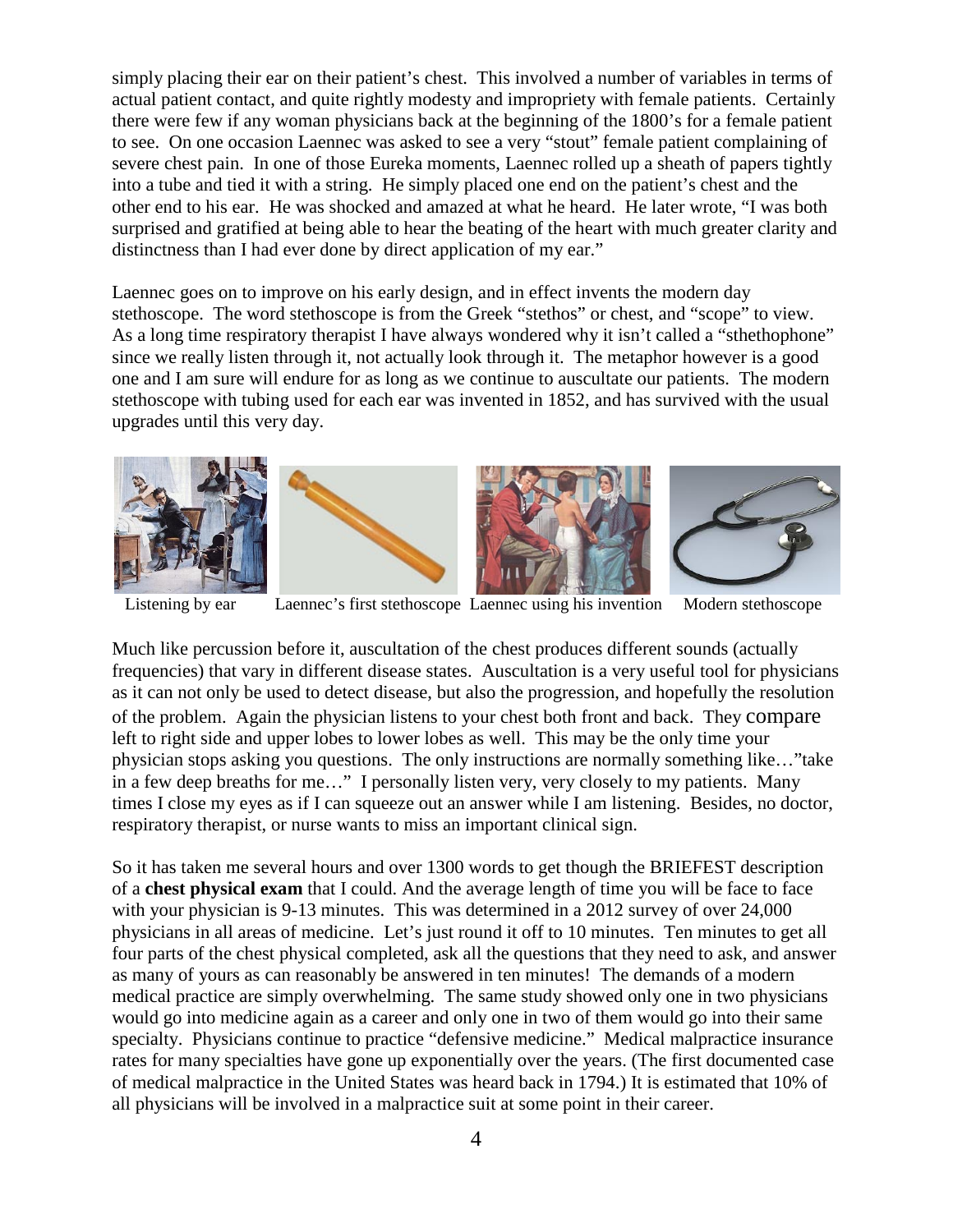simply placing their ear on their patient's chest. This involved a number of variables in terms of actual patient contact, and quite rightly modesty and impropriety with female patients. Certainly there were few if any woman physicians back at the beginning of the 1800's for a female patient to see. On one occasion Laennec was asked to see a very "stout" female patient complaining of severe chest pain. In one of those Eureka moments, Laennec rolled up a sheath of papers tightly into a tube and tied it with a string. He simply placed one end on the patient's chest and the other end to his ear. He was shocked and amazed at what he heard. He later wrote, "I was both surprised and gratified at being able to hear the beating of the heart with much greater clarity and distinctness than I had ever done by direct application of my ear."

Laennec goes on to improve on his early design, and in effect invents the modern day stethoscope. The word stethoscope is from the Greek "stethos" or chest, and "scope" to view. As a long time respiratory therapist I have always wondered why it isn't called a "sthethophone" since we really listen through it, not actually look through it. The metaphor however is a good one and I am sure will endure for as long as we continue to auscultate our patients. The modern stethoscope with tubing used for each ear was invented in 1852, and has survived with the usual upgrades until this very day.

Listening by ear     Laennec's first stethoscope     Laennec using his invention     Modern stethoscope

Much like percussion before it, auscultation of the chest produces different sounds (actually frequencies) that vary in different disease states. Auscultation is a very useful tool for physicians as it can not only be used to detect disease, but also the progression, and hopefully the resolution of the problem. Again the physician listens to your chest both front and back. They compare left to right side and upper lobes to lower lobes as well. This may be the only time your physician stops asking you questions. The only instructions are normally something like…"take in a few deep breaths for me…" I personally listen very, very closely to my patients. Many times I close my eyes as if I can squeeze out an answer while I am listening. Besides, no doctor, respiratory therapist, or nurse wants to miss an important clinical sign.

So it has taken me several hours and over 1300 words to get though the BRIEFEST description of a **chest physical exam** that I could. And the average length of time you will be face to face with your physician is 9-13 minutes. This was determined in a 2012 survey of over 24,000 physicians in all areas of medicine. Let's just round it off to 10 minutes. Ten minutes to get all four parts of the chest physical completed, ask all the questions that they need to ask, and answer as many of yours as can reasonably be answered in ten minutes! The demands of a modern medical practice are simply overwhelming. The same study showed only one in two physicians would go into medicine again as a career and only one in two of them would go into their same specialty. Physicians continue to practice "defensive medicine." Medical malpractice insurance rates for many specialties have gone up exponentially over the years. (The first documented case of medical malpractice in the United States was heard back in 1794.) It is estimated that 10% of all physicians will be involved in a malpractice suit at some point in their career.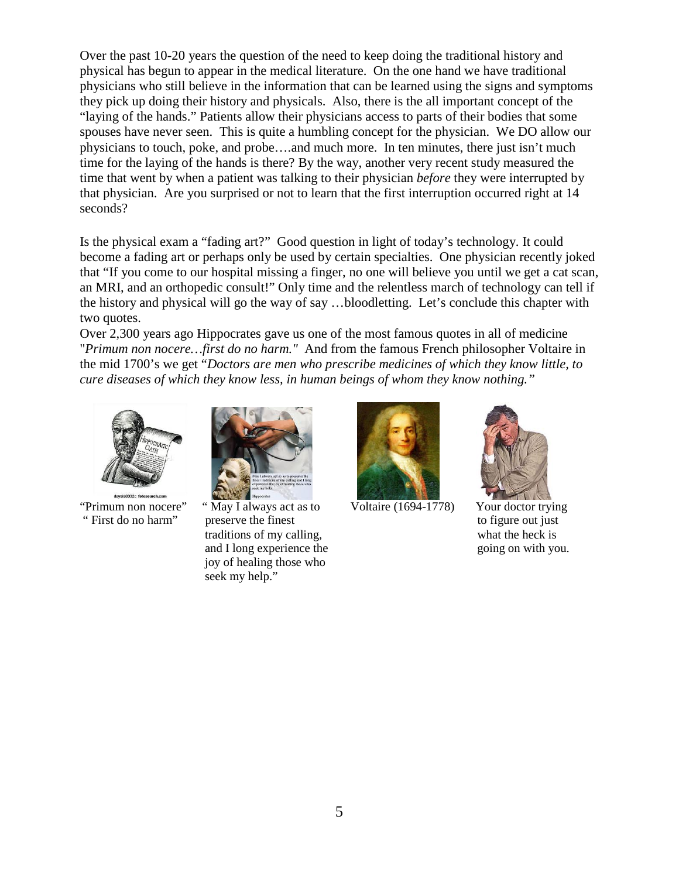Over the past 10-20 years the question of the need to keep doing the traditional history and physical has begun to appear in the medical literature. On the one hand we have traditional physicians who still believe in the information that can be learned using the signs and symptoms they pick up doing their history and physicals. Also, there is the all important concept of the "laying of the hands." Patients allow their physicians access to parts of their bodies that some spouses have never seen. This is quite a humbling concept for the physician. We DO allow our physicians to touch, poke, and probe….and much more. In ten minutes, there just isn't much time for the laying of the hands is there? By the way, another very recent study measured the time that went by when a patient was talking to their physician *before* they were interrupted by that physician. Are you surprised or not to learn that the first interruption occurred right at 14 seconds?

Is the physical exam a "fading art?" Good question in light of today's technology. It could become a fading art or perhaps only be used by certain specialties. One physician recently joked that "If you come to our hospital missing a finger, no one will believe you until we get a cat scan, an MRI, and an orthopedic consult!" Only time and the relentless march of technology can tell if the history and physical will go the way of say …bloodletting. Let's conclude this chapter with two quotes.

Over 2,300 years ago Hippocrates gave us one of the most famous quotes in all of medicine "*Primum non nocere…first do no harm."* And from the famous French philosopher Voltaire in the mid 1700's we get "*Doctors are men who prescribe medicines of which they know little, to cure diseases of which they know less, in human beings of whom they know nothing."*

"Primum non nocere"
" First do no harm"

" May I always act as to preserve the finest traditions of my calling, and I long experience the joy of healing those who seek my help."

Voltaire (1694-1778)

Your doctor trying to figure out just what the heck is going on with you.